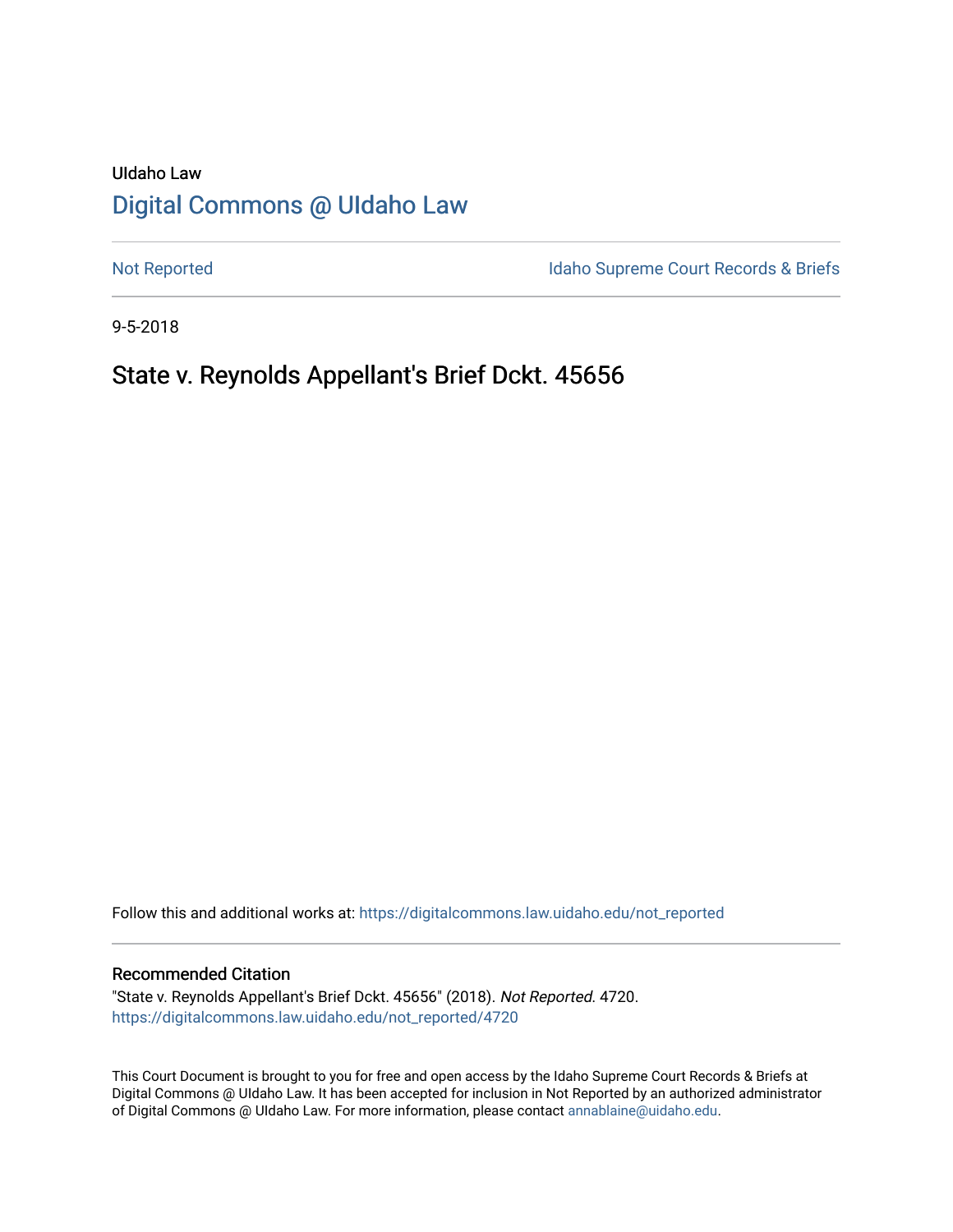UIdaho Law

# Digital Commons @ UIdaho Law

Not Reported

Idaho Supreme Court Records & Briefs

9-5-2018

## State v. Reynolds Appellant's Brief Dckt. 45656

Follow this and additional works at: https://digitalcommons.law.uidaho.edu/not_reported

### Recommended Citation

"State v. Reynolds Appellant's Brief Dckt. 45656" (2018). *Not Reported*. 4720.
https://digitalcommons.law.uidaho.edu/not_reported/4720

This Court Document is brought to you for free and open access by the Idaho Supreme Court Records & Briefs at Digital Commons @ UIdaho Law. It has been accepted for inclusion in Not Reported by an authorized administrator of Digital Commons @ UIdaho Law. For more information, please contact annablaine@uidaho.edu.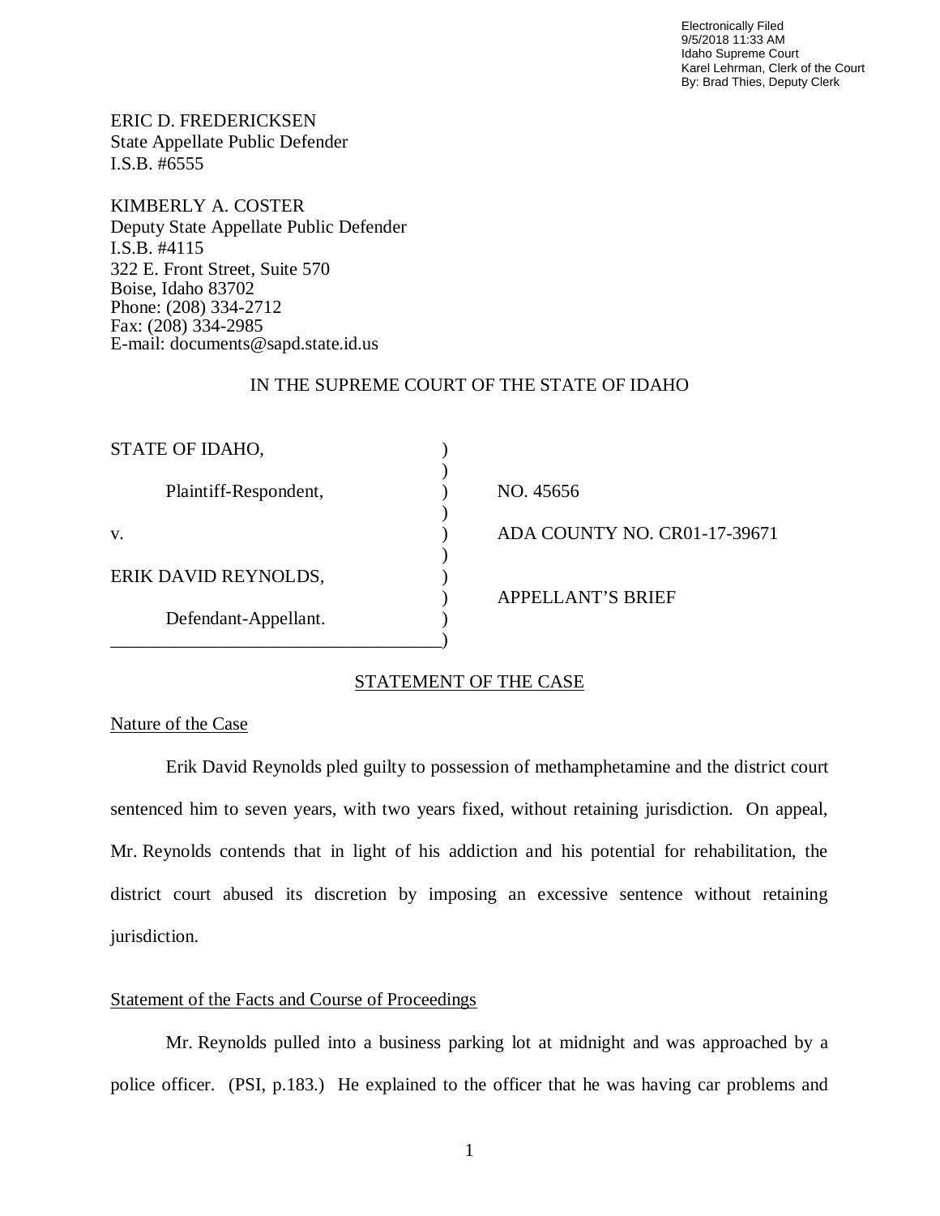Electronically Filed
9/5/2018 11:33 AM
Idaho Supreme Court
Karel Lehrman, Clerk of the Court
By: Brad Thies, Deputy Clerk

ERIC D. FREDERICKSEN
State Appellate Public Defender
I.S.B. #6555

KIMBERLY A. COSTER
Deputy State Appellate Public Defender
I.S.B. #4115
322 E. Front Street, Suite 570
Boise, Idaho 83702
Phone: (208) 334-2712
Fax: (208) 334-2985
E-mail: documents@sapd.state.id.us

IN THE SUPREME COURT OF THE STATE OF IDAHO

| | | |
|---|---|---|
| STATE OF IDAHO, | ) | |
| | ) | |
| Plaintiff-Respondent, | ) | NO. 45656 |
| | ) | |
| v. | ) | ADA COUNTY NO. CR01-17-39671 |
| | ) | |
| ERIK DAVID REYNOLDS, | ) | |
| | ) | APPELLANT'S BRIEF |
| Defendant-Appellant. | ) | |
| ____________________________________ | ) | |

## STATEMENT OF THE CASE

### Nature of the Case

Erik David Reynolds pled guilty to possession of methamphetamine and the district court sentenced him to seven years, with two years fixed, without retaining jurisdiction. On appeal, Mr. Reynolds contends that in light of his addiction and his potential for rehabilitation, the district court abused its discretion by imposing an excessive sentence without retaining jurisdiction.

### Statement of the Facts and Course of Proceedings

Mr. Reynolds pulled into a business parking lot at midnight and was approached by a police officer. (PSI, p.183.) He explained to the officer that he was having car problems and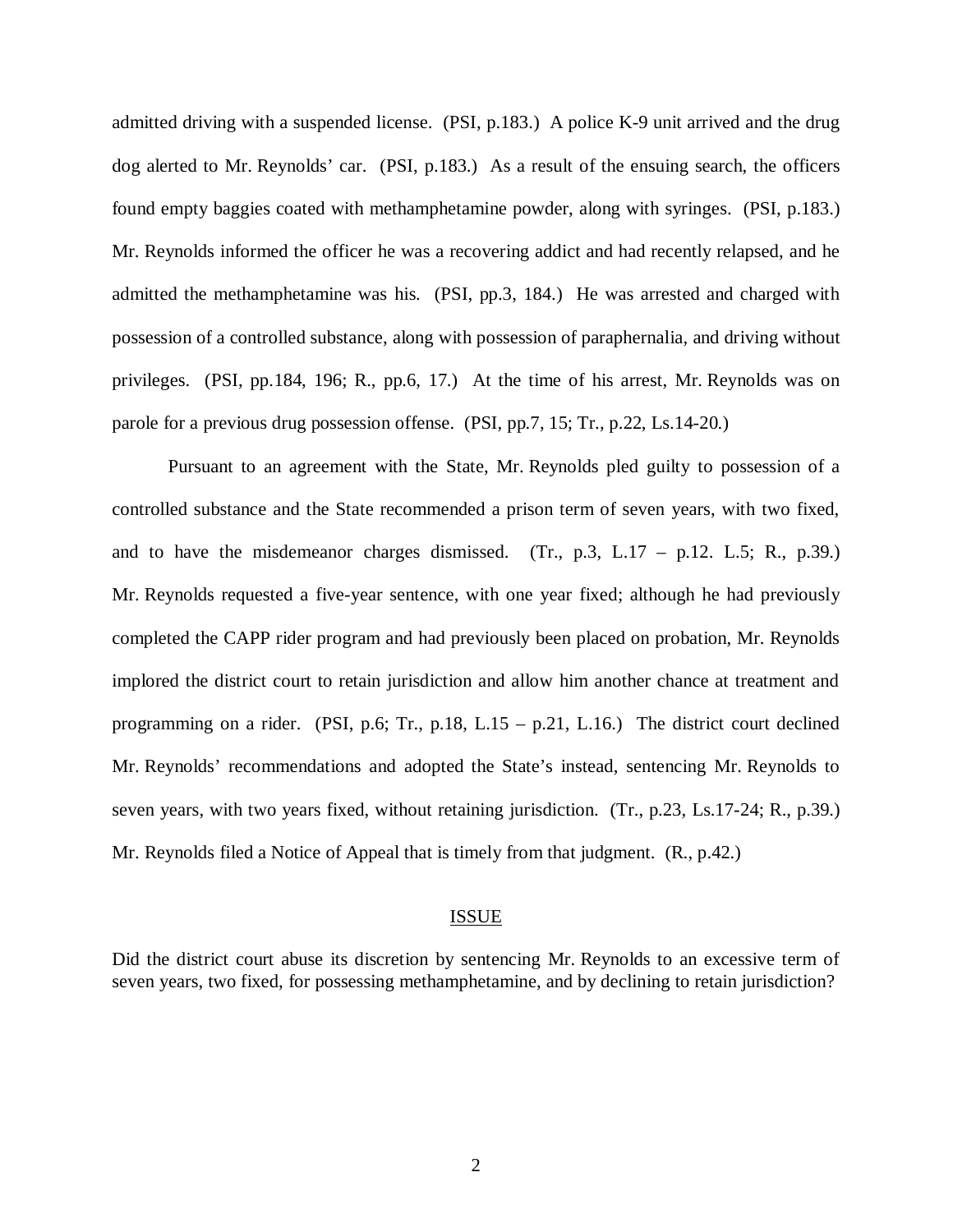admitted driving with a suspended license. (PSI, p.183.) A police K-9 unit arrived and the drug dog alerted to Mr. Reynolds' car. (PSI, p.183.) As a result of the ensuing search, the officers found empty baggies coated with methamphetamine powder, along with syringes. (PSI, p.183.) Mr. Reynolds informed the officer he was a recovering addict and had recently relapsed, and he admitted the methamphetamine was his. (PSI, pp.3, 184.) He was arrested and charged with possession of a controlled substance, along with possession of paraphernalia, and driving without privileges. (PSI, pp.184, 196; R., pp.6, 17.) At the time of his arrest, Mr. Reynolds was on parole for a previous drug possession offense. (PSI, pp.7, 15; Tr., p.22, Ls.14-20.)

Pursuant to an agreement with the State, Mr. Reynolds pled guilty to possession of a controlled substance and the State recommended a prison term of seven years, with two fixed, and to have the misdemeanor charges dismissed. (Tr., p.3, L.17 – p.12. L.5; R., p.39.) Mr. Reynolds requested a five-year sentence, with one year fixed; although he had previously completed the CAPP rider program and had previously been placed on probation, Mr. Reynolds implored the district court to retain jurisdiction and allow him another chance at treatment and programming on a rider. (PSI, p.6; Tr., p.18, L.15 – p.21, L.16.) The district court declined Mr. Reynolds' recommendations and adopted the State's instead, sentencing Mr. Reynolds to seven years, with two years fixed, without retaining jurisdiction. (Tr., p.23, Ls.17-24; R., p.39.) Mr. Reynolds filed a Notice of Appeal that is timely from that judgment. (R., p.42.)

## ISSUE

Did the district court abuse its discretion by sentencing Mr. Reynolds to an excessive term of seven years, two fixed, for possessing methamphetamine, and by declining to retain jurisdiction?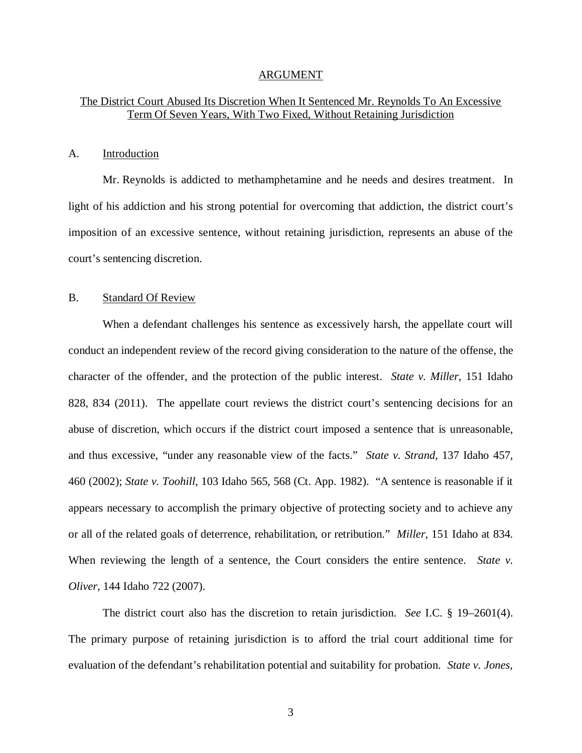## ARGUMENT

### The District Court Abused Its Discretion When It Sentenced Mr. Reynolds To An Excessive Term Of Seven Years, With Two Fixed, Without Retaining Jurisdiction

A. Introduction

Mr. Reynolds is addicted to methamphetamine and he needs and desires treatment. In light of his addiction and his strong potential for overcoming that addiction, the district court's imposition of an excessive sentence, without retaining jurisdiction, represents an abuse of the court's sentencing discretion.

B. Standard Of Review

When a defendant challenges his sentence as excessively harsh, the appellate court will conduct an independent review of the record giving consideration to the nature of the offense, the character of the offender, and the protection of the public interest. *State v. Miller*, 151 Idaho 828, 834 (2011). The appellate court reviews the district court's sentencing decisions for an abuse of discretion, which occurs if the district court imposed a sentence that is unreasonable, and thus excessive, "under any reasonable view of the facts." *State v. Strand*, 137 Idaho 457, 460 (2002); *State v. Toohill*, 103 Idaho 565, 568 (Ct. App. 1982). "A sentence is reasonable if it appears necessary to accomplish the primary objective of protecting society and to achieve any or all of the related goals of deterrence, rehabilitation, or retribution." *Miller*, 151 Idaho at 834. When reviewing the length of a sentence, the Court considers the entire sentence. *State v. Oliver*, 144 Idaho 722 (2007).

The district court also has the discretion to retain jurisdiction. *See* I.C. § 19–2601(4). The primary purpose of retaining jurisdiction is to afford the trial court additional time for evaluation of the defendant's rehabilitation potential and suitability for probation. *State v. Jones*,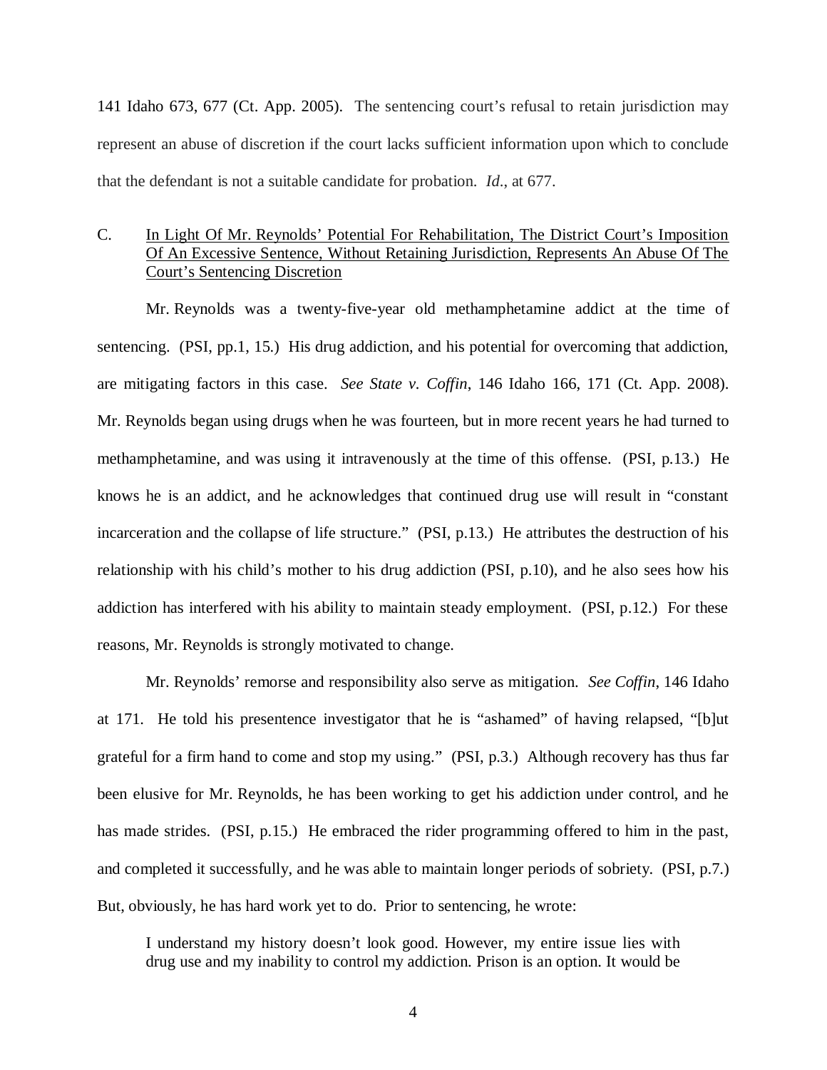141 Idaho 673, 677 (Ct. App. 2005). The sentencing court's refusal to retain jurisdiction may represent an abuse of discretion if the court lacks sufficient information upon which to conclude that the defendant is not a suitable candidate for probation. *Id*., at 677.

C. <u>In Light Of Mr. Reynolds' Potential For Rehabilitation, The District Court's Imposition Of An Excessive Sentence, Without Retaining Jurisdiction, Represents An Abuse Of The Court's Sentencing Discretion</u>

Mr. Reynolds was a twenty-five-year old methamphetamine addict at the time of sentencing. (PSI, pp.1, 15.) His drug addiction, and his potential for overcoming that addiction, are mitigating factors in this case. *See State v. Coffin*, 146 Idaho 166, 171 (Ct. App. 2008). Mr. Reynolds began using drugs when he was fourteen, but in more recent years he had turned to methamphetamine, and was using it intravenously at the time of this offense. (PSI, p.13.) He knows he is an addict, and he acknowledges that continued drug use will result in "constant incarceration and the collapse of life structure." (PSI, p.13.) He attributes the destruction of his relationship with his child's mother to his drug addiction (PSI, p.10), and he also sees how his addiction has interfered with his ability to maintain steady employment. (PSI, p.12.) For these reasons, Mr. Reynolds is strongly motivated to change.

Mr. Reynolds' remorse and responsibility also serve as mitigation. *See Coffin*, 146 Idaho at 171. He told his presentence investigator that he is "ashamed" of having relapsed, "[b]ut grateful for a firm hand to come and stop my using." (PSI, p.3.) Although recovery has thus far been elusive for Mr. Reynolds, he has been working to get his addiction under control, and he has made strides. (PSI, p.15.) He embraced the rider programming offered to him in the past, and completed it successfully, and he was able to maintain longer periods of sobriety. (PSI, p.7.) But, obviously, he has hard work yet to do. Prior to sentencing, he wrote:

> I understand my history doesn't look good. However, my entire issue lies with drug use and my inability to control my addiction. Prison is an option. It would be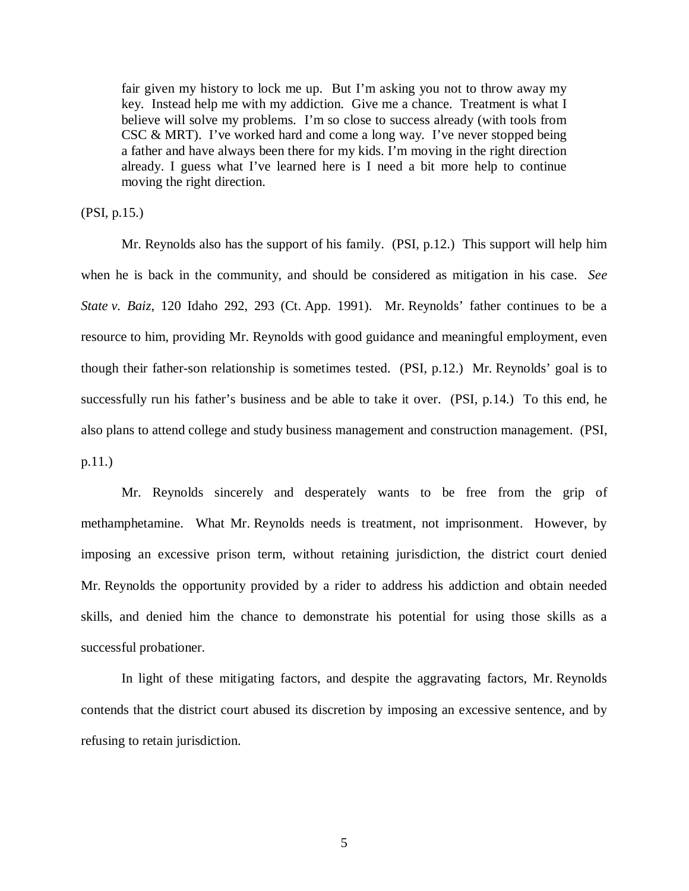> fair given my history to lock me up. But I'm asking you not to throw away my key. Instead help me with my addiction. Give me a chance. Treatment is what I believe will solve my problems. I'm so close to success already (with tools from CSC & MRT). I've worked hard and come a long way. I've never stopped being a father and have always been there for my kids. I'm moving in the right direction already. I guess what I've learned here is I need a bit more help to continue moving the right direction.

(PSI, p.15.)

Mr. Reynolds also has the support of his family. (PSI, p.12.) This support will help him when he is back in the community, and should be considered as mitigation in his case. *See State v. Baiz*, 120 Idaho 292, 293 (Ct. App. 1991). Mr. Reynolds' father continues to be a resource to him, providing Mr. Reynolds with good guidance and meaningful employment, even though their father-son relationship is sometimes tested. (PSI, p.12.) Mr. Reynolds' goal is to successfully run his father's business and be able to take it over. (PSI, p.14.) To this end, he also plans to attend college and study business management and construction management. (PSI, p.11.)

Mr. Reynolds sincerely and desperately wants to be free from the grip of methamphetamine. What Mr. Reynolds needs is treatment, not imprisonment. However, by imposing an excessive prison term, without retaining jurisdiction, the district court denied Mr. Reynolds the opportunity provided by a rider to address his addiction and obtain needed skills, and denied him the chance to demonstrate his potential for using those skills as a successful probationer.

In light of these mitigating factors, and despite the aggravating factors, Mr. Reynolds contends that the district court abused its discretion by imposing an excessive sentence, and by refusing to retain jurisdiction.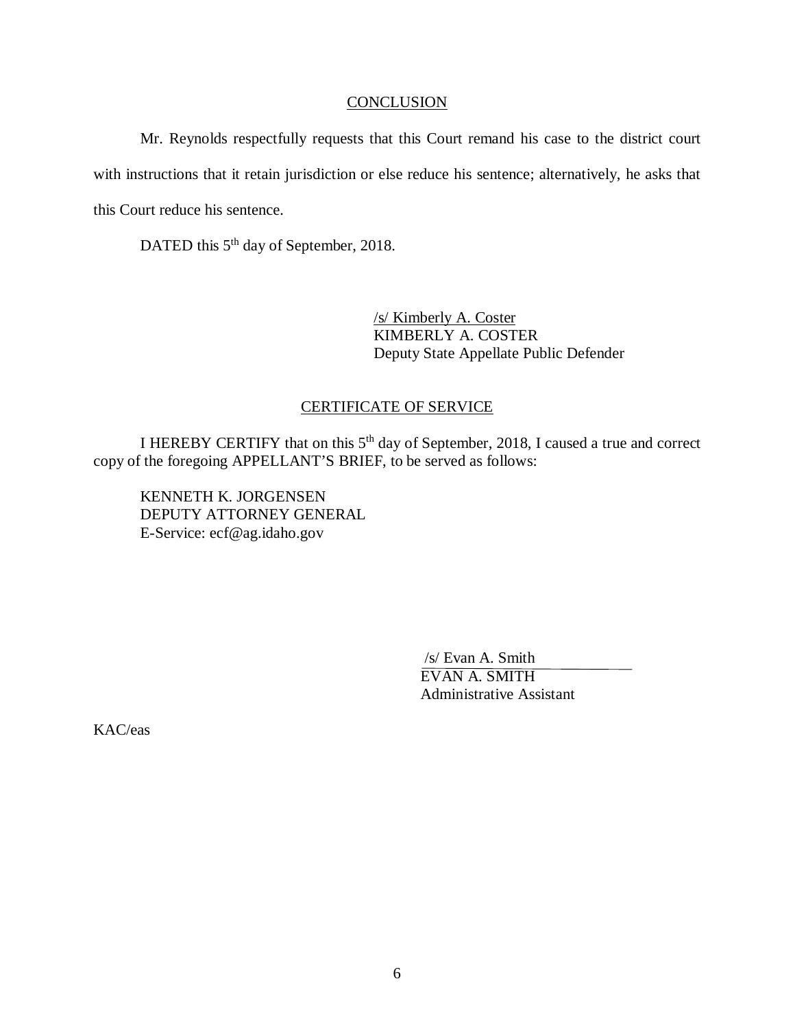## CONCLUSION

Mr. Reynolds respectfully requests that this Court remand his case to the district court with instructions that it retain jurisdiction or else reduce his sentence; alternatively, he asks that this Court reduce his sentence.

DATED this 5th day of September, 2018.

/s/ Kimberly A. Coster
KIMBERLY A. COSTER
Deputy State Appellate Public Defender

## CERTIFICATE OF SERVICE

I HEREBY CERTIFY that on this 5th day of September, 2018, I caused a true and correct copy of the foregoing APPELLANT'S BRIEF, to be served as follows:

KENNETH K. JORGENSEN
DEPUTY ATTORNEY GENERAL
E-Service: ecf@ag.idaho.gov

/s/ Evan A. Smith
EVAN A. SMITH
Administrative Assistant

KAC/eas